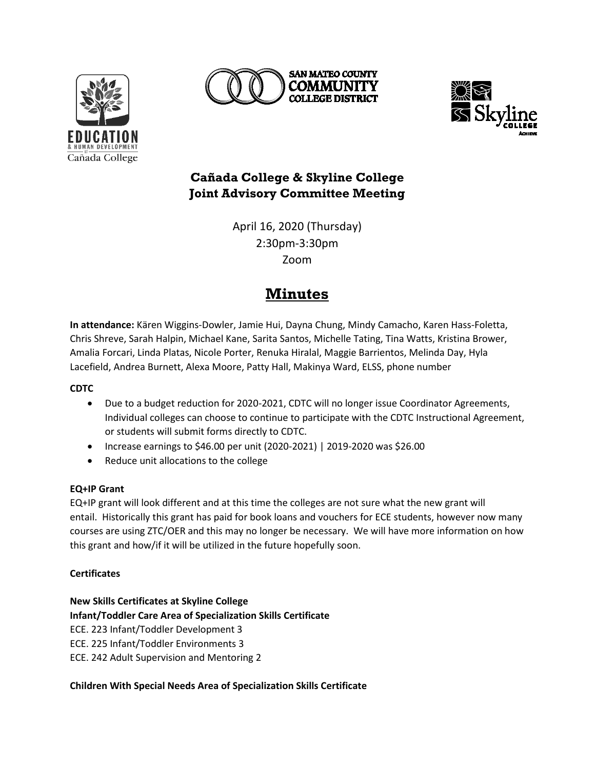**Cañada College & Skyline College**
**Joint Advisory Committee Meeting**

April 16, 2020 (Thursday)
2:30pm-3:30pm
Zoom

# Minutes

**In attendance:** Kären Wiggins-Dowler, Jamie Hui, Dayna Chung, Mindy Camacho, Karen Hass-Foletta, Chris Shreve, Sarah Halpin, Michael Kane, Sarita Santos, Michelle Tating, Tina Watts, Kristina Brower, Amalia Forcari, Linda Platas, Nicole Porter, Renuka Hiralal, Maggie Barrientos, Melinda Day, Hyla Lacefield, Andrea Burnett, Alexa Moore, Patty Hall, Makinya Ward, ELSS, phone number

**CDTC**

- Due to a budget reduction for 2020-2021, CDTC will no longer issue Coordinator Agreements, Individual colleges can choose to continue to participate with the CDTC Instructional Agreement, or students will submit forms directly to CDTC.
- Increase earnings to $46.00 per unit (2020-2021) | 2019-2020 was $26.00
- Reduce unit allocations to the college

**EQ+IP Grant**

EQ+IP grant will look different and at this time the colleges are not sure what the new grant will entail. Historically this grant has paid for book loans and vouchers for ECE students, however now many courses are using ZTC/OER and this may no longer be necessary. We will have more information on how this grant and how/if it will be utilized in the future hopefully soon.

**Certificates**

**New Skills Certificates at Skyline College**
**Infant/Toddler Care Area of Specialization Skills Certificate**
ECE. 223 Infant/Toddler Development 3
ECE. 225 Infant/Toddler Environments 3
ECE. 242 Adult Supervision and Mentoring 2

**Children With Special Needs Area of Specialization Skills Certificate**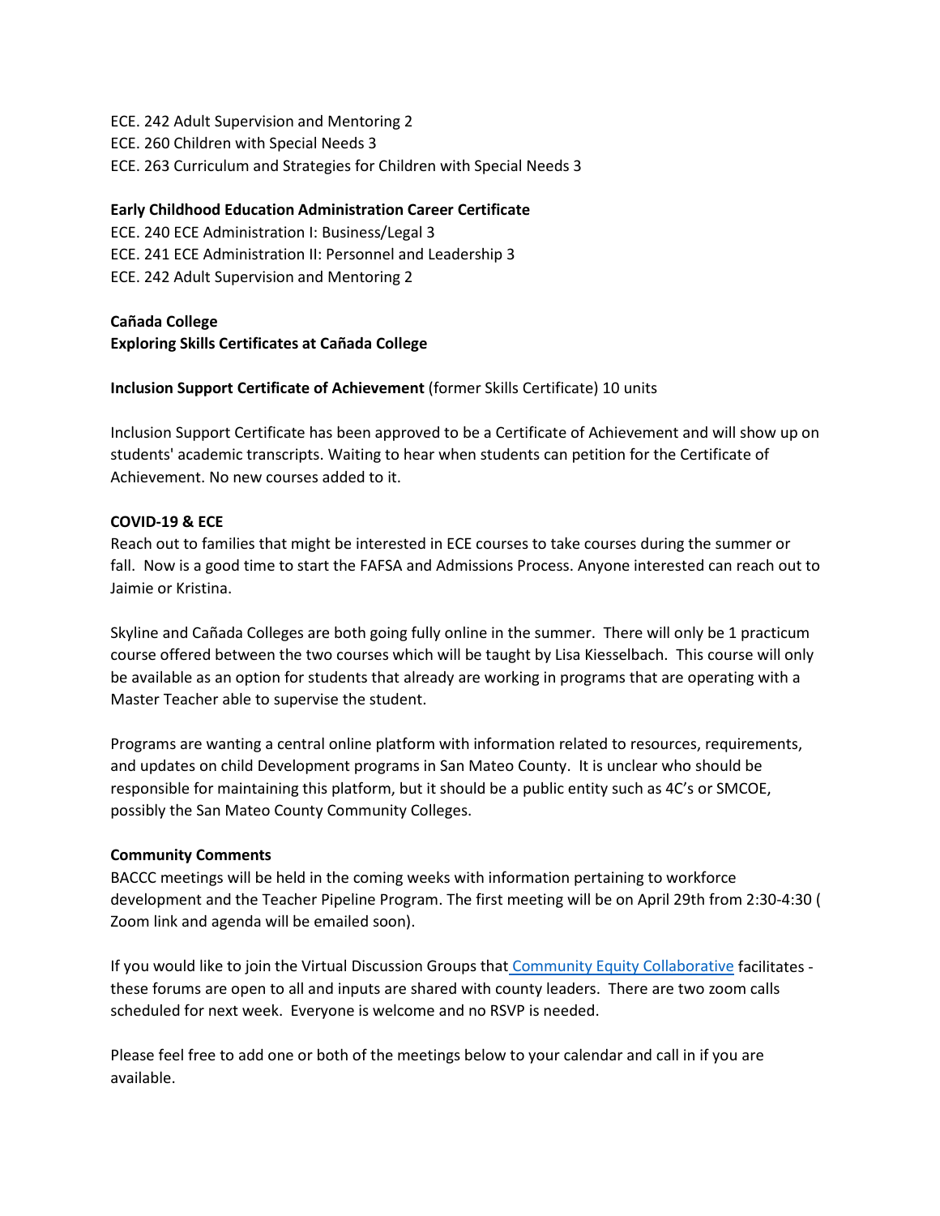ECE. 242 Adult Supervision and Mentoring 2
ECE. 260 Children with Special Needs 3
ECE. 263 Curriculum and Strategies for Children with Special Needs 3

**Early Childhood Education Administration Career Certificate**
ECE. 240 ECE Administration I: Business/Legal 3
ECE. 241 ECE Administration II: Personnel and Leadership 3
ECE. 242 Adult Supervision and Mentoring 2

**Cañada College**
**Exploring Skills Certificates at Cañada College**

**Inclusion Support Certificate of Achievement** (former Skills Certificate) 10 units

Inclusion Support Certificate has been approved to be a Certificate of Achievement and will show up on students' academic transcripts. Waiting to hear when students can petition for the Certificate of Achievement. No new courses added to it.

**COVID-19 & ECE**
Reach out to families that might be interested in ECE courses to take courses during the summer or fall. Now is a good time to start the FAFSA and Admissions Process. Anyone interested can reach out to Jaimie or Kristina.

Skyline and Cañada Colleges are both going fully online in the summer. There will only be 1 practicum course offered between the two courses which will be taught by Lisa Kiesselbach. This course will only be available as an option for students that already are working in programs that are operating with a Master Teacher able to supervise the student.

Programs are wanting a central online platform with information related to resources, requirements, and updates on child Development programs in San Mateo County. It is unclear who should be responsible for maintaining this platform, but it should be a public entity such as 4C's or SMCOE, possibly the San Mateo County Community Colleges.

**Community Comments**
BACCC meetings will be held in the coming weeks with information pertaining to workforce development and the Teacher Pipeline Program. The first meeting will be on April 29th from 2:30-4:30 ( Zoom link and agenda will be emailed soon).

If you would like to join the Virtual Discussion Groups that Community Equity Collaborative facilitates - these forums are open to all and inputs are shared with county leaders. There are two zoom calls scheduled for next week. Everyone is welcome and no RSVP is needed.

Please feel free to add one or both of the meetings below to your calendar and call in if you are available.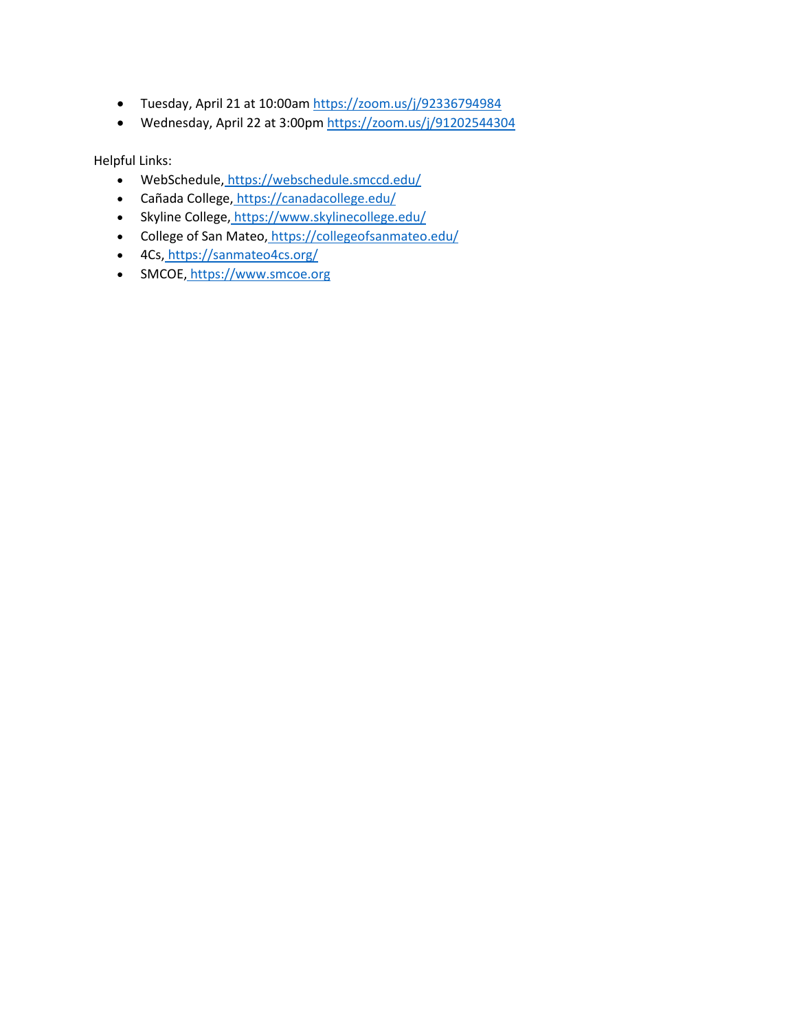- Tuesday, April 21 at 10:00am https://zoom.us/j/92336794984
- Wednesday, April 22 at 3:00pm https://zoom.us/j/91202544304

Helpful Links:

- WebSchedule, https://webschedule.smccd.edu/
- Cañada College, https://canadacollege.edu/
- Skyline College, https://www.skylinecollege.edu/
- College of San Mateo, https://collegeofsanmateo.edu/
- 4Cs, https://sanmateo4cs.org/
- SMCOE, https://www.smcoe.org